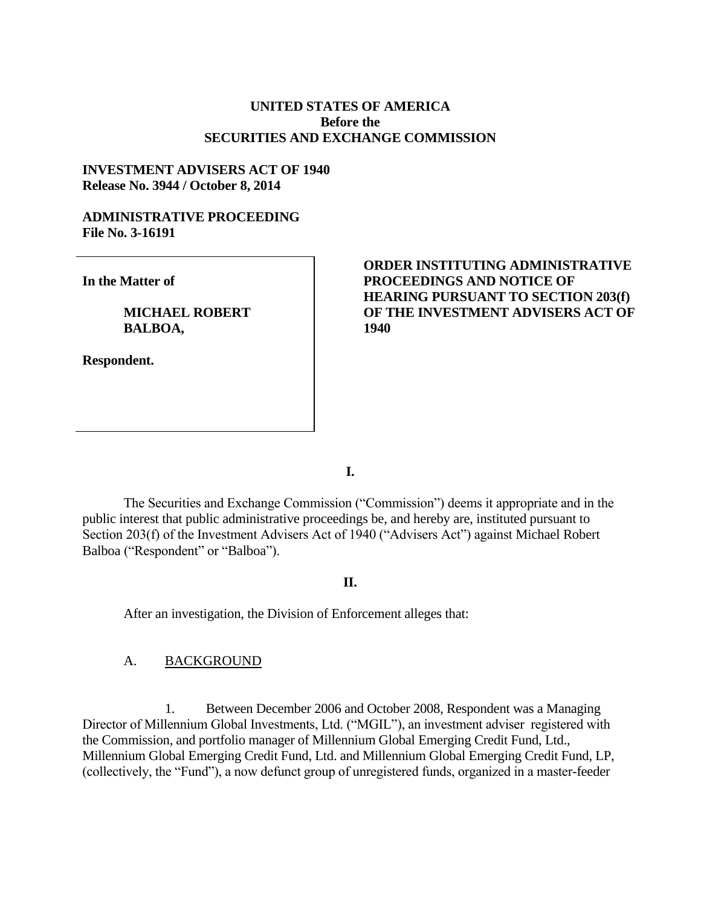**UNITED STATES OF AMERICA**
**Before the**
**SECURITIES AND EXCHANGE COMMISSION**

**INVESTMENT ADVISERS ACT OF 1940**
**Release No. 3944 / October 8, 2014**

**ADMINISTRATIVE PROCEEDING**
**File No. 3-16191**

**In the Matter of**

**MICHAEL ROBERT BALBOA,**

**Respondent.**

**ORDER INSTITUTING ADMINISTRATIVE PROCEEDINGS AND NOTICE OF HEARING PURSUANT TO SECTION 203(f) OF THE INVESTMENT ADVISERS ACT OF 1940**

**I.**

The Securities and Exchange Commission ("Commission") deems it appropriate and in the public interest that public administrative proceedings be, and hereby are, instituted pursuant to Section 203(f) of the Investment Advisers Act of 1940 ("Advisers Act") against Michael Robert Balboa ("Respondent" or "Balboa").

**II.**

After an investigation, the Division of Enforcement alleges that:

A. BACKGROUND

1. Between December 2006 and October 2008, Respondent was a Managing Director of Millennium Global Investments, Ltd. ("MGIL"), an investment adviser registered with the Commission, and portfolio manager of Millennium Global Emerging Credit Fund, Ltd., Millennium Global Emerging Credit Fund, Ltd. and Millennium Global Emerging Credit Fund, LP, (collectively, the "Fund"), a now defunct group of unregistered funds, organized in a master-feeder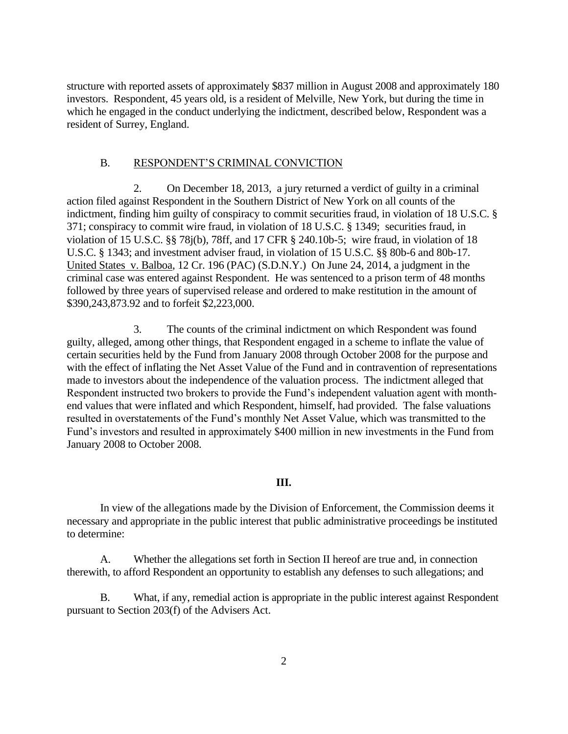structure with reported assets of approximately $837 million in August 2008 and approximately 180 investors. Respondent, 45 years old, is a resident of Melville, New York, but during the time in which he engaged in the conduct underlying the indictment, described below, Respondent was a resident of Surrey, England.

B. RESPONDENT'S CRIMINAL CONVICTION

2. On December 18, 2013, a jury returned a verdict of guilty in a criminal action filed against Respondent in the Southern District of New York on all counts of the indictment, finding him guilty of conspiracy to commit securities fraud, in violation of 18 U.S.C. § 371; conspiracy to commit wire fraud, in violation of 18 U.S.C. § 1349; securities fraud, in violation of 15 U.S.C. §§ 78j(b), 78ff, and 17 CFR § 240.10b-5; wire fraud, in violation of 18 U.S.C. § 1343; and investment adviser fraud, in violation of 15 U.S.C. §§ 80b-6 and 80b-17. United States v. Balboa, 12 Cr. 196 (PAC) (S.D.N.Y.) On June 24, 2014, a judgment in the criminal case was entered against Respondent. He was sentenced to a prison term of 48 months followed by three years of supervised release and ordered to make restitution in the amount of $390,243,873.92 and to forfeit $2,223,000.

3. The counts of the criminal indictment on which Respondent was found guilty, alleged, among other things, that Respondent engaged in a scheme to inflate the value of certain securities held by the Fund from January 2008 through October 2008 for the purpose and with the effect of inflating the Net Asset Value of the Fund and in contravention of representations made to investors about the independence of the valuation process. The indictment alleged that Respondent instructed two brokers to provide the Fund's independent valuation agent with month-end values that were inflated and which Respondent, himself, had provided. The false valuations resulted in overstatements of the Fund's monthly Net Asset Value, which was transmitted to the Fund's investors and resulted in approximately $400 million in new investments in the Fund from January 2008 to October 2008.

## III.

In view of the allegations made by the Division of Enforcement, the Commission deems it necessary and appropriate in the public interest that public administrative proceedings be instituted to determine:

A. Whether the allegations set forth in Section II hereof are true and, in connection therewith, to afford Respondent an opportunity to establish any defenses to such allegations; and

B. What, if any, remedial action is appropriate in the public interest against Respondent pursuant to Section 203(f) of the Advisers Act.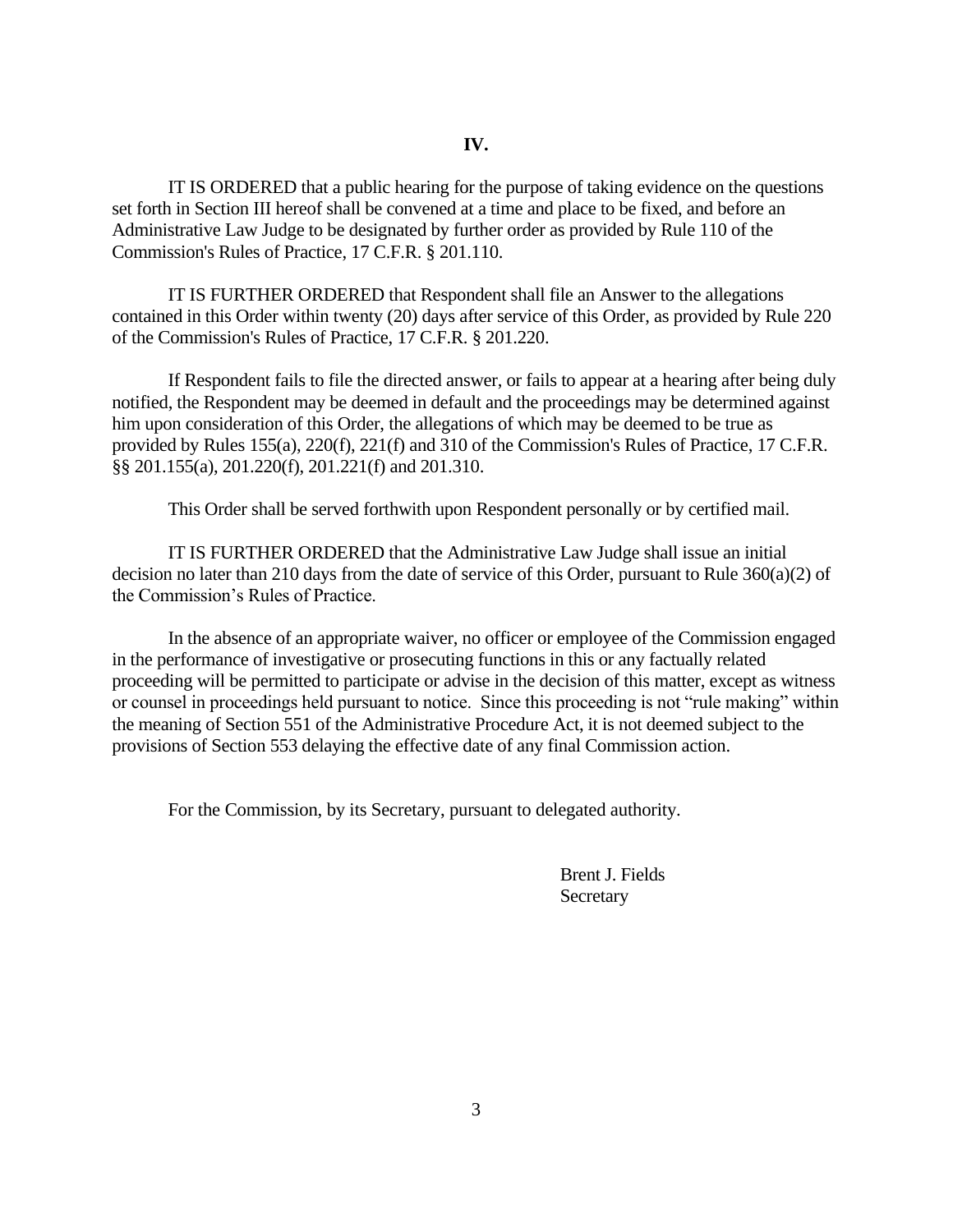## IV.

IT IS ORDERED that a public hearing for the purpose of taking evidence on the questions set forth in Section III hereof shall be convened at a time and place to be fixed, and before an Administrative Law Judge to be designated by further order as provided by Rule 110 of the Commission's Rules of Practice, 17 C.F.R. § 201.110.

IT IS FURTHER ORDERED that Respondent shall file an Answer to the allegations contained in this Order within twenty (20) days after service of this Order, as provided by Rule 220 of the Commission's Rules of Practice, 17 C.F.R. § 201.220.

If Respondent fails to file the directed answer, or fails to appear at a hearing after being duly notified, the Respondent may be deemed in default and the proceedings may be determined against him upon consideration of this Order, the allegations of which may be deemed to be true as provided by Rules 155(a), 220(f), 221(f) and 310 of the Commission's Rules of Practice, 17 C.F.R. §§ 201.155(a), 201.220(f), 201.221(f) and 201.310.

This Order shall be served forthwith upon Respondent personally or by certified mail.

IT IS FURTHER ORDERED that the Administrative Law Judge shall issue an initial decision no later than 210 days from the date of service of this Order, pursuant to Rule 360(a)(2) of the Commission's Rules of Practice.

In the absence of an appropriate waiver, no officer or employee of the Commission engaged in the performance of investigative or prosecuting functions in this or any factually related proceeding will be permitted to participate or advise in the decision of this matter, except as witness or counsel in proceedings held pursuant to notice. Since this proceeding is not "rule making" within the meaning of Section 551 of the Administrative Procedure Act, it is not deemed subject to the provisions of Section 553 delaying the effective date of any final Commission action.

For the Commission, by its Secretary, pursuant to delegated authority.

Brent J. Fields
Secretary